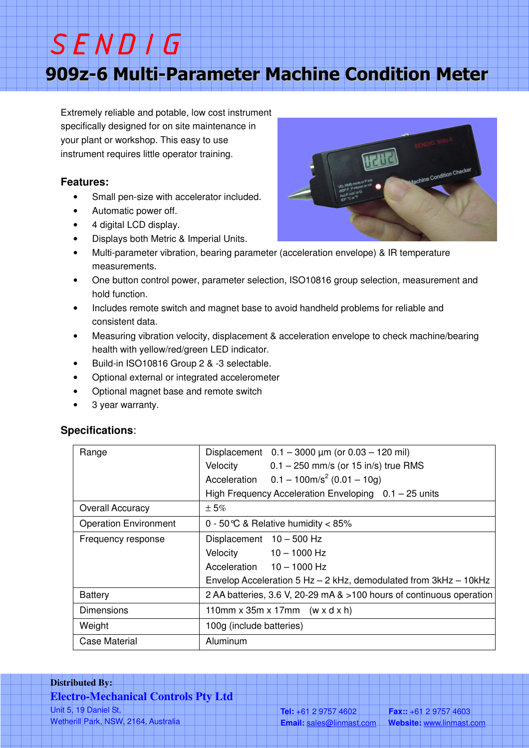# SENDIG

# 909z-6 Multi-Parameter Machine Condition Meter

Extremely reliable and potable, low cost instrument specifically designed for on site maintenance in your plant or workshop. This easy to use instrument requires little operator training.

**Features:**

- Small pen-size with accelerator included.
- Automatic power off.
- 4 digital LCD display.
- Displays both Metric & Imperial Units.
- Multi-parameter vibration, bearing parameter (acceleration envelope) & IR temperature measurements.
- One button control power, parameter selection, ISO10816 group selection, measurement and hold function.
- Includes remote switch and magnet base to avoid handheld problems for reliable and consistent data.
- Measuring vibration velocity, displacement & acceleration envelope to check machine/bearing health with yellow/red/green LED indicator.
- Build-in ISO10816 Group 2 & -3 selectable.
- Optional external or integrated accelerometer
- Optional magnet base and remote switch
- 3 year warranty.

**Specifications**:

| | |
|---|---|
| Range | Displacement 0.1 – 3000 µm (or 0.03 – 120 mil)<br>Velocity 0.1 – 250 mm/s (or 15 in/s) true RMS<br>Acceleration 0.1 – 100m/s$^2$ (0.01 – 10g)<br>High Frequency Acceleration Enveloping 0.1 – 25 units |
| Overall Accuracy | ± 5% |
| Operation Environment | 0 - 50℃ & Relative humidity < 85% |
| Frequency response | Displacement 10 – 500 Hz<br>Velocity 10 – 1000 Hz<br>Acceleration 10 – 1000 Hz<br>Envelop Acceleration 5 Hz – 2 kHz, demodulated from 3kHz – 10kHz |
| Battery | 2 AA batteries, 3.6 V, 20-29 mA & >100 hours of continuous operation |
| Dimensions | 110mm x 35m x 17mm (w x d x h) |
| Weight | 100g (include batteries) |
| Case Material | Aluminum |

**Distributed By:**

**Electro-Mechanical Controls Pty Ltd**

Unit 5, 19 Daniel St,
Wetherill Park, NSW, 2164, Australia

**Tel:** +61 2 9757 4602 **Fax::** +61 2 9757 4603
**Email:** sales@linmast.com **Website:** www.linmast.com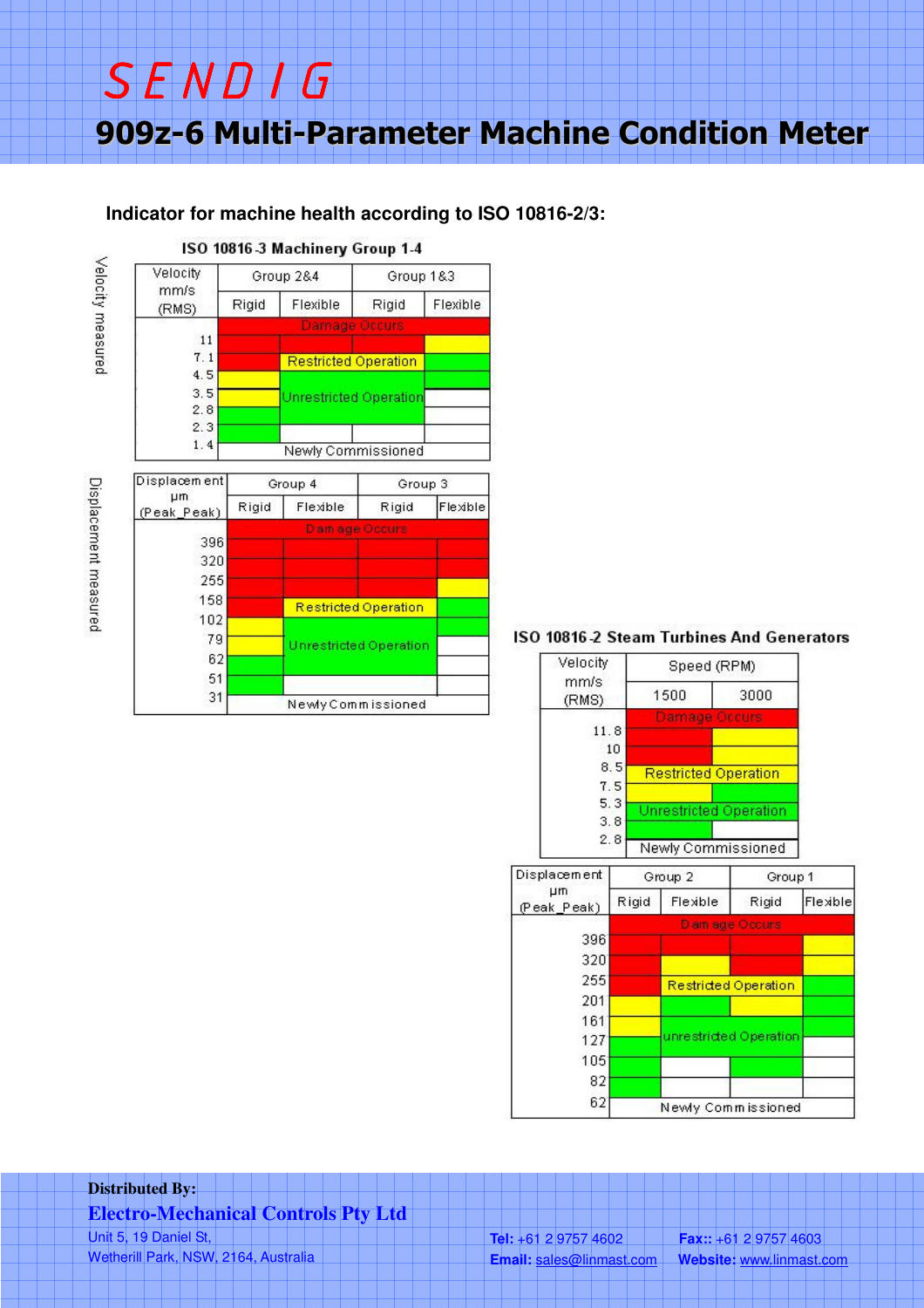# SENDIG

## 909z-6 Multi-Parameter Machine Condition Meter

**Indicator for machine health according to ISO 10816-2/3:**

**ISO 10816-3 Machinery Group 1-4**

Velocity measured

| Velocity mm/s (RMS) | Group 2&4 | | Group 1&3 | |
|---|---|---|---|---|
| | Rigid | Flexible | Rigid | Flexible |
| | Damage Occurs | | | |
| 11 | | | | |
| 7.1 | | Restricted Operation | | |
| 4.5 | | | | |
| 3.5 | | Unrestricted Operation | | |
| 2.8 | | | | |
| 2.3 | | | | |
| 1.4 | Newly Commissioned | | | |

Displacement measured

| Displacement µm (Peak_Peak) | Group 4 | | Group 3 | |
|---|---|---|---|---|
| | Rigid | Flexible | Rigid | Flexible |
| | Damage Occurs | | | |
| 396 | | | | |
| 320 | | | | |
| 255 | | | | |
| 158 | | Restricted Operation | | |
| 102 | | | | |
| 79 | | Unrestricted Operation | | |
| 62 | | | | |
| 51 | | | | |
| 31 | Newly Commissioned | | | |

**ISO 10816-2 Steam Turbines And Generators**

| Velocity mm/s (RMS) | Speed (RPM) | |
|---|---|---|
| | 1500 | 3000 |
| | Damage Occurs | |
| 11.8 | | |
| 10 | | |
| 8.5 | Restricted Operation | |
| 7.5 | | |
| 5.3 | Unrestricted Operation | |
| 3.8 | | |
| 2.8 | Newly Commissioned | |

| Displacement µm (Peak_Peak) | Group 2 | | Group 1 | |
|---|---|---|---|---|
| | Rigid | Flexible | Rigid | Flexible |
| | Damage Occurs | | | |
| 396 | | | | |
| 320 | | | | |
| 255 | | Restricted Operation | | |
| 201 | | | | |
| 161 | | | | |
| 127 | | unrestricted Operation | | |
| 105 | | | | |
| 82 | | | | |
| 62 | Newly Commissioned | | | |

**Distributed By:**

**Electro-Mechanical Controls Pty Ltd**

Unit 5, 19 Daniel St,
Wetherill Park, NSW, 2164, Australia

**Tel:** +61 2 9757 4602 **Fax::** +61 2 9757 4603
**Email:** sales@linmast.com **Website:** www.linmast.com